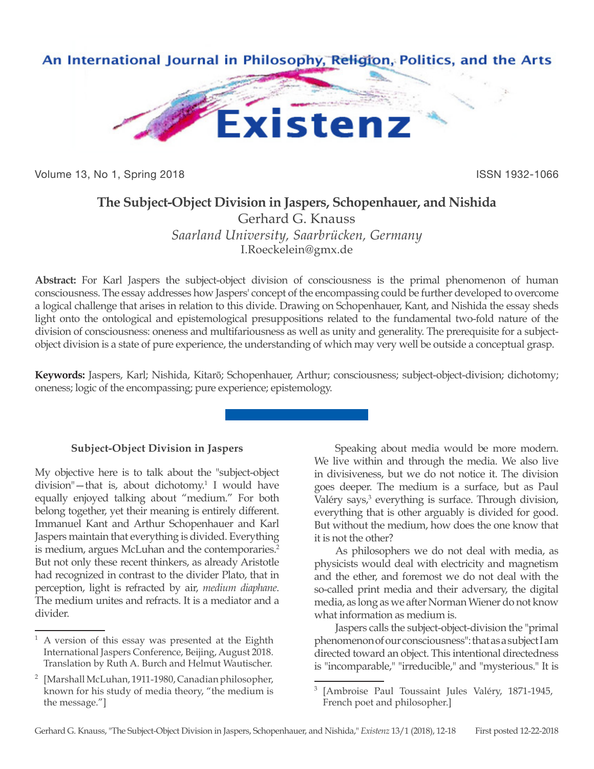# The Subject-Object Division in Jaspers, Schopenhauer, and Nishida

Gerhard G. Knauss

*Saarland University, Saarbrücken, Germany*

I.Roeckelein@gmx.de

**Abstract:** For Karl Jaspers the subject-object division of consciousness is the primal phenomenon of human consciousness. The essay addresses how Jaspers' concept of the encompassing could be further developed to overcome a logical challenge that arises in relation to this divide. Drawing on Schopenhauer, Kant, and Nishida the essay sheds light onto the ontological and epistemological presuppositions related to the fundamental two-fold nature of the division of consciousness: oneness and multifariousness as well as unity and generality. The prerequisite for a subject-object division is a state of pure experience, the understanding of which may very well be outside a conceptual grasp.

**Keywords:** Jaspers, Karl; Nishida, Kitarō; Schopenhauer, Arthur; consciousness; subject-object-division; dichotomy; oneness; logic of the encompassing; pure experience; epistemology.

## Subject-Object Division in Jaspers

My objective here is to talk about the "subject-object division"—that is, about dichotomy.[1] I would have equally enjoyed talking about "medium." For both belong together, yet their meaning is entirely different. Immanuel Kant and Arthur Schopenhauer and Karl Jaspers maintain that everything is divided. Everything is medium, argues McLuhan and the contemporaries.[2] But not only these recent thinkers, as already Aristotle had recognized in contrast to the divider Plato, that in perception, light is refracted by air, *medium diaphane*. The medium unites and refracts. It is a mediator and a divider.

Speaking about media would be more modern. We live within and through the media. We also live in divisiveness, but we do not notice it. The division goes deeper. The medium is a surface, but as Paul Valéry says,[3] everything is surface. Through division, everything that is other arguably is divided for good. But without the medium, how does the one know that it is not the other?

As philosophers we do not deal with media, as physicists would deal with electricity and magnetism and the ether, and foremost we do not deal with the so-called print media and their adversary, the digital media, as long as we after Norman Wiener do not know what information as medium is.

Jaspers calls the subject-object-division the "primal phenomenon of our consciousness": that as a subject I am directed toward an object. This intentional directedness is "incomparable," "irreducible," and "mysterious." It is

---

[1] A version of this essay was presented at the Eighth International Jaspers Conference, Beijing, August 2018. Translation by Ruth A. Burch and Helmut Wautischer.

[2] [Marshall McLuhan, 1911-1980, Canadian philosopher, known for his study of media theory, "the medium is the message."]

[3] [Ambroise Paul Toussaint Jules Valéry, 1871-1945, French poet and philosopher.]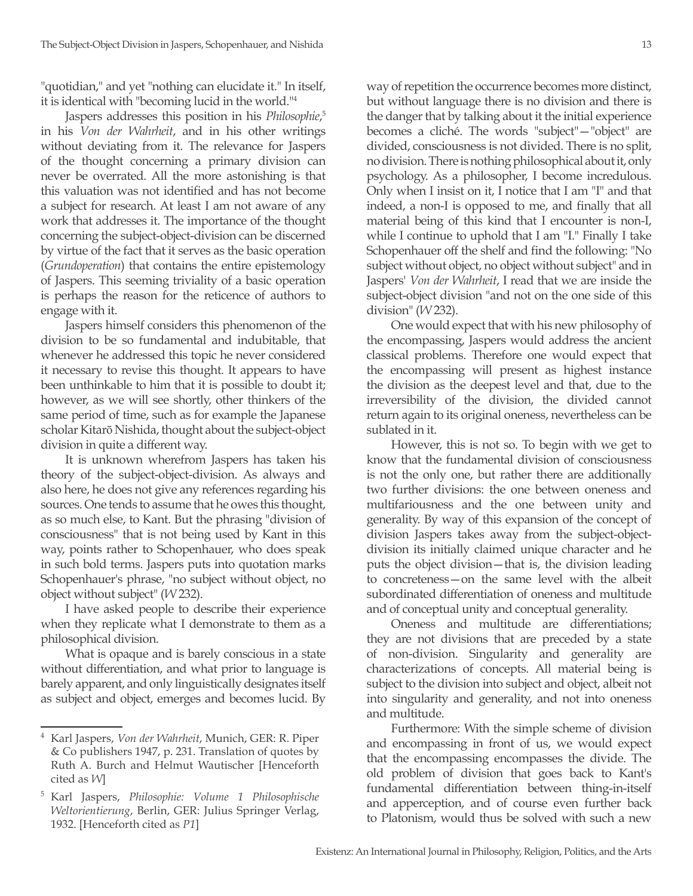"quotidian," and yet "nothing can elucidate it." In itself, it is identical with "becoming lucid in the world."[4]

Jaspers addresses this position in his *Philosophie*,[5] in his *Von der Wahrheit*, and in his other writings without deviating from it. The relevance for Jaspers of the thought concerning a primary division can never be overrated. All the more astonishing is that this valuation was not identified and has not become a subject for research. At least I am not aware of any work that addresses it. The importance of the thought concerning the subject-object-division can be discerned by virtue of the fact that it serves as the basic operation (*Grundoperation*) that contains the entire epistemology of Jaspers. This seeming triviality of a basic operation is perhaps the reason for the reticence of authors to engage with it.

Jaspers himself considers this phenomenon of the division to be so fundamental and indubitable, that whenever he addressed this topic he never considered it necessary to revise this thought. It appears to have been unthinkable to him that it is possible to doubt it; however, as we will see shortly, other thinkers of the same period of time, such as for example the Japanese scholar Kitarō Nishida, thought about the subject-object division in quite a different way.

It is unknown wherefrom Jaspers has taken his theory of the subject-object-division. As always and also here, he does not give any references regarding his sources. One tends to assume that he owes this thought, as so much else, to Kant. But the phrasing "division of consciousness" that is not being used by Kant in this way, points rather to Schopenhauer, who does speak in such bold terms. Jaspers puts into quotation marks Schopenhauer's phrase, "no subject without object, no object without subject" (*W* 232).

I have asked people to describe their experience when they replicate what I demonstrate to them as a philosophical division.

What is opaque and is barely conscious in a state without differentiation, and what prior to language is barely apparent, and only linguistically designates itself as subject and object, emerges and becomes lucid. By way of repetition the occurrence becomes more distinct, but without language there is no division and there is the danger that by talking about it the initial experience becomes a cliché. The words "subject"—"object" are divided, consciousness is not divided. There is no split, no division. There is nothing philosophical about it, only psychology. As a philosopher, I become incredulous. Only when I insist on it, I notice that I am "I" and that indeed, a non-I is opposed to me, and finally that all material being of this kind that I encounter is non-I, while I continue to uphold that I am "I." Finally I take Schopenhauer off the shelf and find the following: "No subject without object, no object without subject" and in Jaspers' *Von der Wahrheit*, I read that we are inside the subject-object division "and not on the one side of this division" (*W* 232).

One would expect that with his new philosophy of the encompassing, Jaspers would address the ancient classical problems. Therefore one would expect that the encompassing will present as highest instance the division as the deepest level and that, due to the irreversibility of the division, the divided cannot return again to its original oneness, nevertheless can be sublated in it.

However, this is not so. To begin with we get to know that the fundamental division of consciousness is not the only one, but rather there are additionally two further divisions: the one between oneness and multifariousness and the one between unity and generality. By way of this expansion of the concept of division Jaspers takes away from the subject-object-division its initially claimed unique character and he puts the object division—that is, the division leading to concreteness—on the same level with the albeit subordinated differentiation of oneness and multitude and of conceptual unity and conceptual generality.

Oneness and multitude are differentiations; they are not divisions that are preceded by a state of non-division. Singularity and generality are characterizations of concepts. All material being is subject to the division into subject and object, albeit not into singularity and generality, and not into oneness and multitude.

Furthermore: With the simple scheme of division and encompassing in front of us, we would expect that the encompassing encompasses the divide. The old problem of division that goes back to Kant's fundamental differentiation between thing-in-itself and apperception, and of course even further back to Platonism, would thus be solved with such a new

---

[4] Karl Jaspers, *Von der Wahrheit*, Munich, GER: R. Piper & Co publishers 1947, p. 231. Translation of quotes by Ruth A. Burch and Helmut Wautischer [Henceforth cited as *W*]

[5] Karl Jaspers, *Philosophie: Volume 1 Philosophische Weltorientierung*, Berlin, GER: Julius Springer Verlag, 1932. [Henceforth cited as *P1*]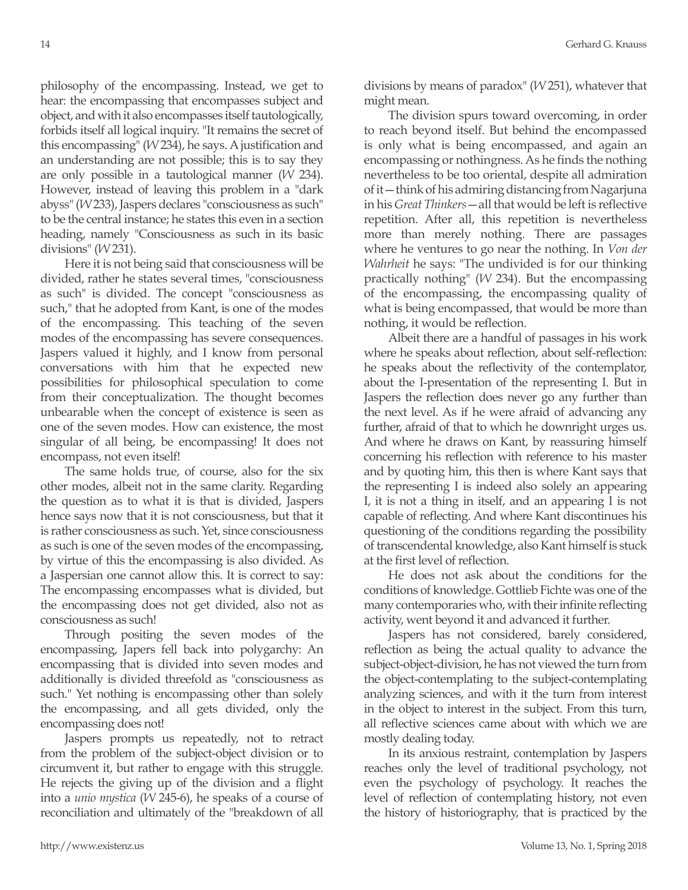philosophy of the encompassing. Instead, we get to hear: the encompassing that encompasses subject and object, and with it also encompasses itself tautologically, forbids itself all logical inquiry. "It remains the secret of this encompassing" (*W* 234), he says. A justification and an understanding are not possible; this is to say they are only possible in a tautological manner (*W* 234). However, instead of leaving this problem in a "dark abyss" (*W* 233), Jaspers declares "consciousness as such" to be the central instance; he states this even in a section heading, namely "Consciousness as such in its basic divisions" (*W* 231).

Here it is not being said that consciousness will be divided, rather he states several times, "consciousness as such" is divided. The concept "consciousness as such," that he adopted from Kant, is one of the modes of the encompassing. This teaching of the seven modes of the encompassing has severe consequences. Jaspers valued it highly, and I know from personal conversations with him that he expected new possibilities for philosophical speculation to come from their conceptualization. The thought becomes unbearable when the concept of existence is seen as one of the seven modes. How can existence, the most singular of all being, be encompassing! It does not encompass, not even itself!

The same holds true, of course, also for the six other modes, albeit not in the same clarity. Regarding the question as to what it is that is divided, Jaspers hence says now that it is not consciousness, but that it is rather consciousness as such. Yet, since consciousness as such is one of the seven modes of the encompassing, by virtue of this the encompassing is also divided. As a Jaspersian one cannot allow this. It is correct to say: The encompassing encompasses what is divided, but the encompassing does not get divided, also not as consciousness as such!

Through positing the seven modes of the encompassing, Japers fell back into polygarchy: An encompassing that is divided into seven modes and additionally is divided threefold as "consciousness as such." Yet nothing is encompassing other than solely the encompassing, and all gets divided, only the encompassing does not!

Jaspers prompts us repeatedly, not to retract from the problem of the subject-object division or to circumvent it, but rather to engage with this struggle. He rejects the giving up of the division and a flight into a *unio mystica* (*W* 245-6), he speaks of a course of reconciliation and ultimately of the "breakdown of all divisions by means of paradox" (*W* 251), whatever that might mean.

The division spurs toward overcoming, in order to reach beyond itself. But behind the encompassed is only what is being encompassed, and again an encompassing or nothingness. As he finds the nothing nevertheless to be too oriental, despite all admiration of it—think of his admiring distancing from Nagarjuna in his *Great Thinkers*—all that would be left is reflective repetition. After all, this repetition is nevertheless more than merely nothing. There are passages where he ventures to go near the nothing. In *Von der Wahrheit* he says: "The undivided is for our thinking practically nothing" (*W* 234). But the encompassing of the encompassing, the encompassing quality of what is being encompassed, that would be more than nothing, it would be reflection.

Albeit there are a handful of passages in his work where he speaks about reflection, about self-reflection: he speaks about the reflectivity of the contemplator, about the I-presentation of the representing I. But in Jaspers the reflection does never go any further than the next level. As if he were afraid of advancing any further, afraid of that to which he downright urges us. And where he draws on Kant, by reassuring himself concerning his reflection with reference to his master and by quoting him, this then is where Kant says that the representing I is indeed also solely an appearing I, it is not a thing in itself, and an appearing I is not capable of reflecting. And where Kant discontinues his questioning of the conditions regarding the possibility of transcendental knowledge, also Kant himself is stuck at the first level of reflection.

He does not ask about the conditions for the conditions of knowledge. Gottlieb Fichte was one of the many contemporaries who, with their infinite reflecting activity, went beyond it and advanced it further.

Jaspers has not considered, barely considered, reflection as being the actual quality to advance the subject-object-division, he has not viewed the turn from the object-contemplating to the subject-contemplating analyzing sciences, and with it the turn from interest in the object to interest in the subject. From this turn, all reflective sciences came about with which we are mostly dealing today.

In its anxious restraint, contemplation by Jaspers reaches only the level of traditional psychology, not even the psychology of psychology. It reaches the level of reflection of contemplating history, not even the history of historiography, that is practiced by the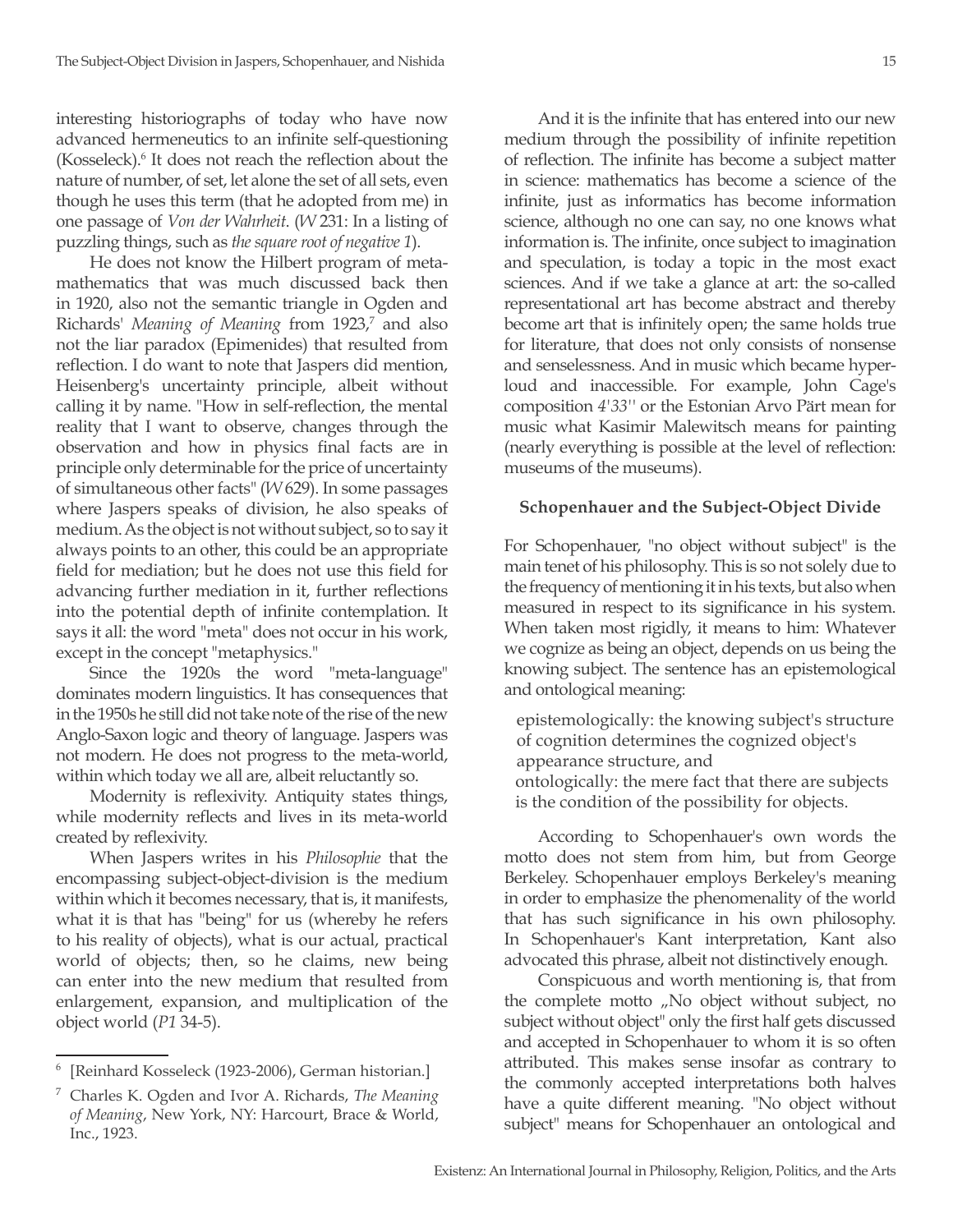interesting historiographs of today who have now advanced hermeneutics to an infinite self-questioning (Kosseleck).[6] It does not reach the reflection about the nature of number, of set, let alone the set of all sets, even though he uses this term (that he adopted from me) in one passage of *Von der Wahrheit*. (*W* 231: In a listing of puzzling things, such as *the square root of negative 1*).

He does not know the Hilbert program of meta-mathematics that was much discussed back then in 1920, also not the semantic triangle in Ogden and Richards' *Meaning of Meaning* from 1923,[7] and also not the liar paradox (Epimenides) that resulted from reflection. I do want to note that Jaspers did mention, Heisenberg's uncertainty principle, albeit without calling it by name. "How in self-reflection, the mental reality that I want to observe, changes through the observation and how in physics final facts are in principle only determinable for the price of uncertainty of simultaneous other facts" (*W* 629). In some passages where Jaspers speaks of division, he also speaks of medium. As the object is not without subject, so to say it always points to an other, this could be an appropriate field for mediation; but he does not use this field for advancing further mediation in it, further reflections into the potential depth of infinite contemplation. It says it all: the word "meta" does not occur in his work, except in the concept "metaphysics."

Since the 1920s the word "meta-language" dominates modern linguistics. It has consequences that in the 1950s he still did not take note of the rise of the new Anglo-Saxon logic and theory of language. Jaspers was not modern. He does not progress to the meta-world, within which today we all are, albeit reluctantly so.

Modernity is reflexivity. Antiquity states things, while modernity reflects and lives in its meta-world created by reflexivity.

When Jaspers writes in his *Philosophie* that the encompassing subject-object-division is the medium within which it becomes necessary, that is, it manifests, what it is that has "being" for us (whereby he refers to his reality of objects), what is our actual, practical world of objects; then, so he claims, new being can enter into the new medium that resulted from enlargement, expansion, and multiplication of the object world (*P1* 34-5).

And it is the infinite that has entered into our new medium through the possibility of infinite repetition of reflection. The infinite has become a subject matter in science: mathematics has become a science of the infinite, just as informatics has become information science, although no one can say, no one knows what information is. The infinite, once subject to imagination and speculation, is today a topic in the most exact sciences. And if we take a glance at art: the so-called representational art has become abstract and thereby become art that is infinitely open; the same holds true for literature, that does not only consists of nonsense and senselessness. And in music which became hyper-loud and inaccessible. For example, John Cage's composition *4'33''* or the Estonian Arvo Pärt mean for music what Kasimir Malewitsch means for painting (nearly everything is possible at the level of reflection: museums of the museums).

### Schopenhauer and the Subject-Object Divide

For Schopenhauer, "no object without subject" is the main tenet of his philosophy. This is so not solely due to the frequency of mentioning it in his texts, but also when measured in respect to its significance in his system. When taken most rigidly, it means to him: Whatever we cognize as being an object, depends on us being the knowing subject. The sentence has an epistemological and ontological meaning:

> epistemologically: the knowing subject's structure of cognition determines the cognized object's appearance structure, and
> ontologically: the mere fact that there are subjects is the condition of the possibility for objects.

According to Schopenhauer's own words the motto does not stem from him, but from George Berkeley. Schopenhauer employs Berkeley's meaning in order to emphasize the phenomenality of the world that has such significance in his own philosophy. In Schopenhauer's Kant interpretation, Kant also advocated this phrase, albeit not distinctively enough.

Conspicuous and worth mentioning is, that from the complete motto „No object without subject, no subject without object" only the first half gets discussed and accepted in Schopenhauer to whom it is so often attributed. This makes sense insofar as contrary to the commonly accepted interpretations both halves have a quite different meaning. "No object without subject" means for Schopenhauer an ontological and

---

[6] [Reinhard Kosseleck (1923-2006), German historian.]

[7] Charles K. Ogden and Ivor A. Richards, *The Meaning of Meaning*, New York, NY: Harcourt, Brace & World, Inc., 1923.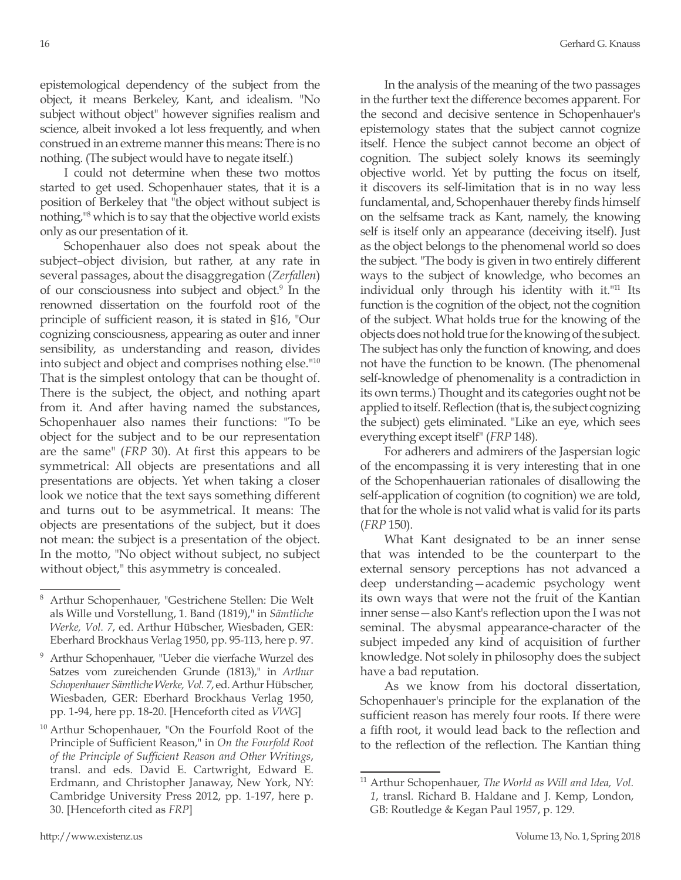epistemological dependency of the subject from the object, it means Berkeley, Kant, and idealism. "No subject without object" however signifies realism and science, albeit invoked a lot less frequently, and when construed in an extreme manner this means: There is no nothing. (The subject would have to negate itself.)

I could not determine when these two mottos started to get used. Schopenhauer states, that it is a position of Berkeley that "the object without subject is nothing,"[8] which is to say that the objective world exists only as our presentation of it.

Schopenhauer also does not speak about the subject–object division, but rather, at any rate in several passages, about the disaggregation (*Zerfallen*) of our consciousness into subject and object.[9] In the renowned dissertation on the fourfold root of the principle of sufficient reason, it is stated in §16, "Our cognizing consciousness, appearing as outer and inner sensibility, as understanding and reason, divides into subject and object and comprises nothing else."[10] That is the simplest ontology that can be thought of. There is the subject, the object, and nothing apart from it. And after having named the substances, Schopenhauer also names their functions: "To be object for the subject and to be our representation are the same" (*FRP* 30). At first this appears to be symmetrical: All objects are presentations and all presentations are objects. Yet when taking a closer look we notice that the text says something different and turns out to be asymmetrical. It means: The objects are presentations of the subject, but it does not mean: the subject is a presentation of the object. In the motto, "No object without subject, no subject without object," this asymmetry is concealed.

In the analysis of the meaning of the two passages in the further text the difference becomes apparent. For the second and decisive sentence in Schopenhauer's epistemology states that the subject cannot cognize itself. Hence the subject cannot become an object of cognition. The subject solely knows its seemingly objective world. Yet by putting the focus on itself, it discovers its self-limitation that is in no way less fundamental, and, Schopenhauer thereby finds himself on the selfsame track as Kant, namely, the knowing self is itself only an appearance (deceiving itself). Just as the object belongs to the phenomenal world so does the subject. "The body is given in two entirely different ways to the subject of knowledge, who becomes an individual only through his identity with it."[11] Its function is the cognition of the object, not the cognition of the subject. What holds true for the knowing of the objects does not hold true for the knowing of the subject. The subject has only the function of knowing, and does not have the function to be known. (The phenomenal self-knowledge of phenomenality is a contradiction in its own terms.) Thought and its categories ought not be applied to itself. Reflection (that is, the subject cognizing the subject) gets eliminated. "Like an eye, which sees everything except itself" (*FRP* 148).

For adherers and admirers of the Jaspersian logic of the encompassing it is very interesting that in one of the Schopenhauerian rationales of disallowing the self-application of cognition (to cognition) we are told, that for the whole is not valid what is valid for its parts (*FRP* 150).

What Kant designated to be an inner sense that was intended to be the counterpart to the external sensory perceptions has not advanced a deep understanding—academic psychology went its own ways that were not the fruit of the Kantian inner sense—also Kant's reflection upon the I was not seminal. The abysmal appearance-character of the subject impeded any kind of acquisition of further knowledge. Not solely in philosophy does the subject have a bad reputation.

As we know from his doctoral dissertation, Schopenhauer's principle for the explanation of the sufficient reason has merely four roots. If there were a fifth root, it would lead back to the reflection and to the reflection of the reflection. The Kantian thing

---

[8] Arthur Schopenhauer, "Gestrichene Stellen: Die Welt als Wille und Vorstellung, 1. Band (1819)," in *Sämtliche Werke, Vol. 7*, ed. Arthur Hübscher, Wiesbaden, GER: Eberhard Brockhaus Verlag 1950, pp. 95-113, here p. 97.

[9] Arthur Schopenhauer, "Ueber die vierfache Wurzel des Satzes vom zureichenden Grunde (1813)," in *Arthur Schopenhauer Sämtliche Werke, Vol. 7*, ed. Arthur Hübscher, Wiesbaden, GER: Eberhard Brockhaus Verlag 1950, pp. 1-94, here pp. 18-20. [Henceforth cited as *VWG*]

[10] Arthur Schopenhauer, "On the Fourfold Root of the Principle of Sufficient Reason," in *On the Fourfold Root of the Principle of Sufficient Reason and Other Writings*, transl. and eds. David E. Cartwright, Edward E. Erdmann, and Christopher Janaway, New York, NY: Cambridge University Press 2012, pp. 1-197, here p. 30. [Henceforth cited as *FRP*]

[11] Arthur Schopenhauer, *The World as Will and Idea, Vol. 1*, transl. Richard B. Haldane and J. Kemp, London, GB: Routledge & Kegan Paul 1957, p. 129.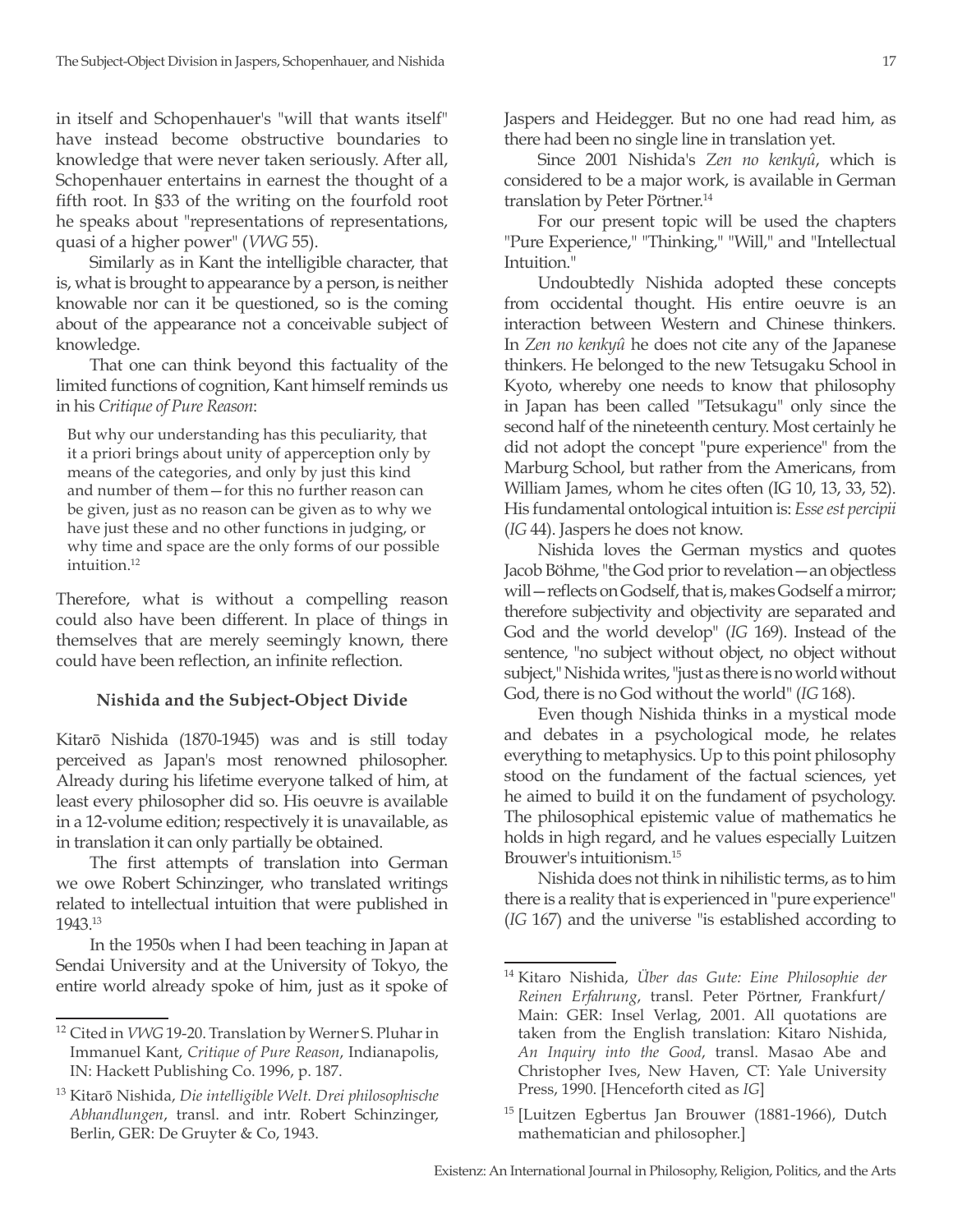in itself and Schopenhauer's "will that wants itself" have instead become obstructive boundaries to knowledge that were never taken seriously. After all, Schopenhauer entertains in earnest the thought of a fifth root. In §33 of the writing on the fourfold root he speaks about "representations of representations, quasi of a higher power" (*VWG* 55).

Similarly as in Kant the intelligible character, that is, what is brought to appearance by a person, is neither knowable nor can it be questioned, so is the coming about of the appearance not a conceivable subject of knowledge.

That one can think beyond this factuality of the limited functions of cognition, Kant himself reminds us in his *Critique of Pure Reason*:

> But why our understanding has this peculiarity, that it a priori brings about unity of apperception only by means of the categories, and only by just this kind and number of them—for this no further reason can be given, just as no reason can be given as to why we have just these and no other functions in judging, or why time and space are the only forms of our possible intuition.[12]

Therefore, what is without a compelling reason could also have been different. In place of things in themselves that are merely seemingly known, there could have been reflection, an infinite reflection.

### Nishida and the Subject-Object Divide

Kitarō Nishida (1870-1945) was and is still today perceived as Japan's most renowned philosopher. Already during his lifetime everyone talked of him, at least every philosopher did so. His oeuvre is available in a 12-volume edition; respectively it is unavailable, as in translation it can only partially be obtained.

The first attempts of translation into German we owe Robert Schinzinger, who translated writings related to intellectual intuition that were published in 1943.[13]

In the 1950s when I had been teaching in Japan at Sendai University and at the University of Tokyo, the entire world already spoke of him, just as it spoke of Jaspers and Heidegger. But no one had read him, as there had been no single line in translation yet.

Since 2001 Nishida's *Zen no kenkyû*, which is considered to be a major work, is available in German translation by Peter Pörtner.[14]

For our present topic will be used the chapters "Pure Experience," "Thinking," "Will," and "Intellectual Intuition."

Undoubtedly Nishida adopted these concepts from occidental thought. His entire oeuvre is an interaction between Western and Chinese thinkers. In *Zen no kenkyû* he does not cite any of the Japanese thinkers. He belonged to the new Tetsugaku School in Kyoto, whereby one needs to know that philosophy in Japan has been called "Tetsukagu" only since the second half of the nineteenth century. Most certainly he did not adopt the concept "pure experience" from the Marburg School, but rather from the Americans, from William James, whom he cites often (IG 10, 13, 33, 52). His fundamental ontological intuition is: *Esse est percipii* (*IG* 44). Jaspers he does not know.

Nishida loves the German mystics and quotes Jacob Böhme, "the God prior to revelation—an objectless will—reflects on Godself, that is, makes Godself a mirror; therefore subjectivity and objectivity are separated and God and the world develop" (*IG* 169). Instead of the sentence, "no subject without object, no object without subject," Nishida writes, "just as there is no world without God, there is no God without the world" (*IG* 168).

Even though Nishida thinks in a mystical mode and debates in a psychological mode, he relates everything to metaphysics. Up to this point philosophy stood on the fundament of the factual sciences, yet he aimed to build it on the fundament of psychology. The philosophical epistemic value of mathematics he holds in high regard, and he values especially Luitzen Brouwer's intuitionism.[15]

Nishida does not think in nihilistic terms, as to him there is a reality that is experienced in "pure experience" (*IG* 167) and the universe "is established according to

---

[12] Cited in *VWG* 19-20. Translation by Werner S. Pluhar in Immanuel Kant, *Critique of Pure Reason*, Indianapolis, IN: Hackett Publishing Co. 1996, p. 187.

[13] Kitarō Nishida, *Die intelligible Welt. Drei philosophische Abhandlungen*, transl. and intr. Robert Schinzinger, Berlin, GER: De Gruyter & Co, 1943.

[14] Kitaro Nishida, *Über das Gute: Eine Philosophie der Reinen Erfahrung*, transl. Peter Pörtner, Frankfurt/Main: GER: Insel Verlag, 2001. All quotations are taken from the English translation: Kitaro Nishida, *An Inquiry into the Good*, transl. Masao Abe and Christopher Ives, New Haven, CT: Yale University Press, 1990. [Henceforth cited as *IG*]

[15] [Luitzen Egbertus Jan Brouwer (1881-1966), Dutch mathematician and philosopher.]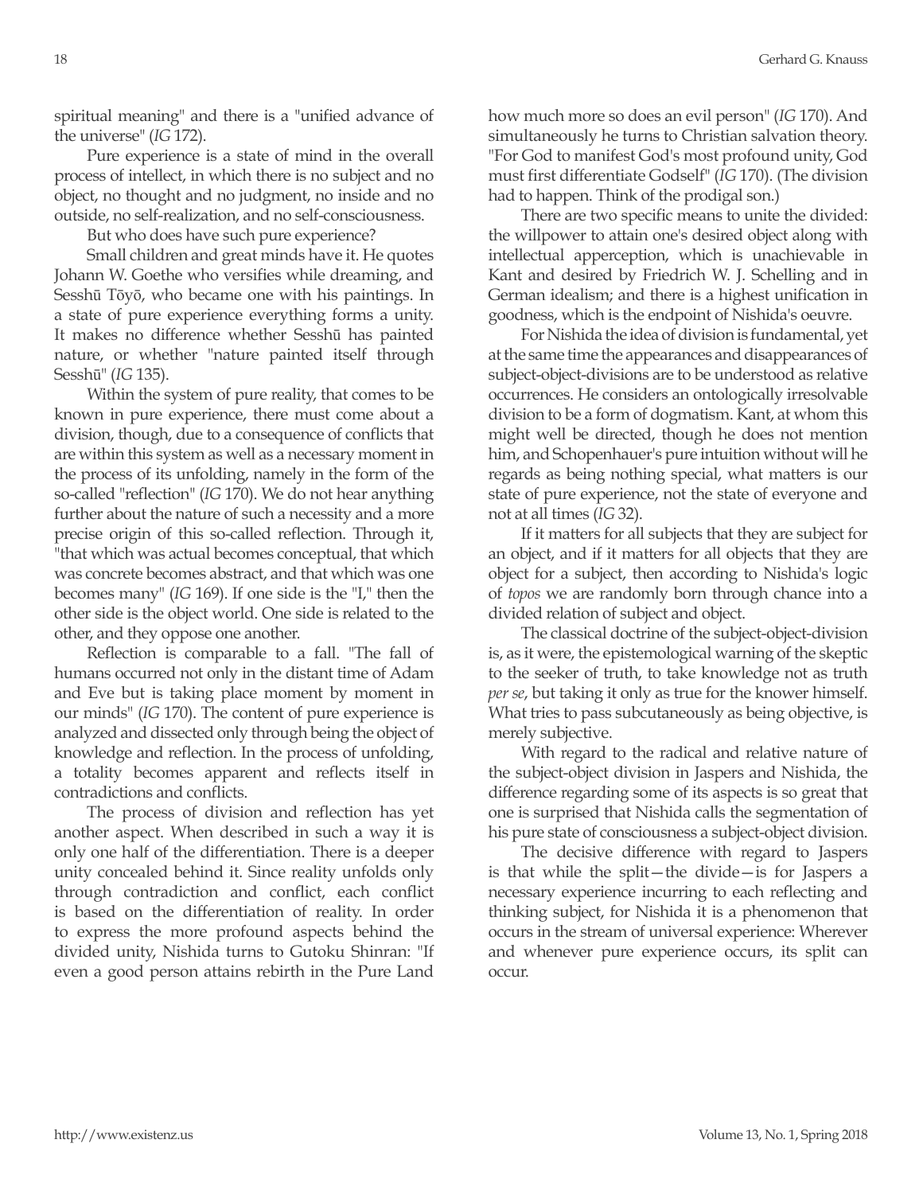spiritual meaning" and there is a "unified advance of the universe" (*IG* 172).

Pure experience is a state of mind in the overall process of intellect, in which there is no subject and no object, no thought and no judgment, no inside and no outside, no self-realization, and no self-consciousness.

But who does have such pure experience?

Small children and great minds have it. He quotes Johann W. Goethe who versifies while dreaming, and Sesshū Tōyō, who became one with his paintings. In a state of pure experience everything forms a unity. It makes no difference whether Sesshū has painted nature, or whether "nature painted itself through Sesshū" (*IG* 135).

Within the system of pure reality, that comes to be known in pure experience, there must come about a division, though, due to a consequence of conflicts that are within this system as well as a necessary moment in the process of its unfolding, namely in the form of the so-called "reflection" (*IG* 170). We do not hear anything further about the nature of such a necessity and a more precise origin of this so-called reflection. Through it, "that which was actual becomes conceptual, that which was concrete becomes abstract, and that which was one becomes many" (*IG* 169). If one side is the "I," then the other side is the object world. One side is related to the other, and they oppose one another.

Reflection is comparable to a fall. "The fall of humans occurred not only in the distant time of Adam and Eve but is taking place moment by moment in our minds" (*IG* 170). The content of pure experience is analyzed and dissected only through being the object of knowledge and reflection. In the process of unfolding, a totality becomes apparent and reflects itself in contradictions and conflicts.

The process of division and reflection has yet another aspect. When described in such a way it is only one half of the differentiation. There is a deeper unity concealed behind it. Since reality unfolds only through contradiction and conflict, each conflict is based on the differentiation of reality. In order to express the more profound aspects behind the divided unity, Nishida turns to Gutoku Shinran: "If even a good person attains rebirth in the Pure Land how much more so does an evil person" (*IG* 170). And simultaneously he turns to Christian salvation theory. "For God to manifest God's most profound unity, God must first differentiate Godself" (*IG* 170). (The division had to happen. Think of the prodigal son.)

There are two specific means to unite the divided: the willpower to attain one's desired object along with intellectual apperception, which is unachievable in Kant and desired by Friedrich W. J. Schelling and in German idealism; and there is a highest unification in goodness, which is the endpoint of Nishida's oeuvre.

For Nishida the idea of division is fundamental, yet at the same time the appearances and disappearances of subject-object-divisions are to be understood as relative occurrences. He considers an ontologically irresolvable division to be a form of dogmatism. Kant, at whom this might well be directed, though he does not mention him, and Schopenhauer's pure intuition without will he regards as being nothing special, what matters is our state of pure experience, not the state of everyone and not at all times (*IG* 32).

If it matters for all subjects that they are subject for an object, and if it matters for all objects that they are object for a subject, then according to Nishida's logic of *topos* we are randomly born through chance into a divided relation of subject and object.

The classical doctrine of the subject-object-division is, as it were, the epistemological warning of the skeptic to the seeker of truth, to take knowledge not as truth *per se*, but taking it only as true for the knower himself. What tries to pass subcutaneously as being objective, is merely subjective.

With regard to the radical and relative nature of the subject-object division in Jaspers and Nishida, the difference regarding some of its aspects is so great that one is surprised that Nishida calls the segmentation of his pure state of consciousness a subject-object division.

The decisive difference with regard to Jaspers is that while the split—the divide—is for Jaspers a necessary experience incurring to each reflecting and thinking subject, for Nishida it is a phenomenon that occurs in the stream of universal experience: Wherever and whenever pure experience occurs, its split can occur.